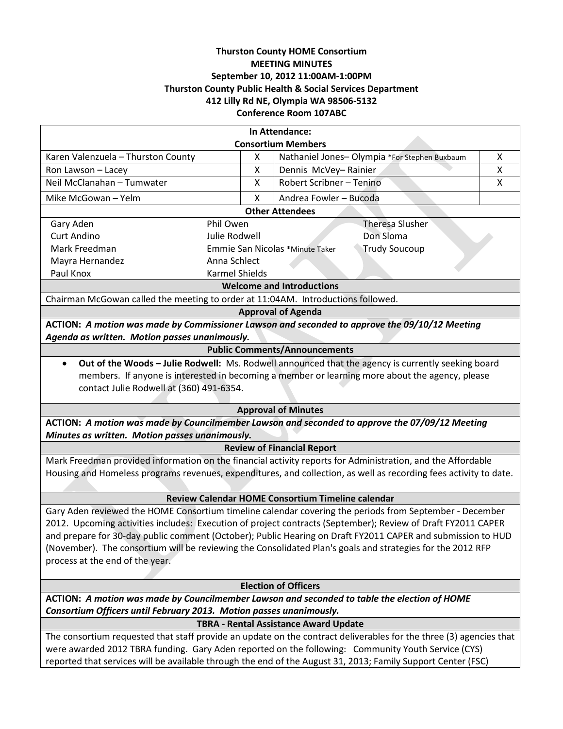# Thurston County HOME Consortium
## MEETING MINUTES
**September 10, 2012 11:00AM-1:00PM**
**Thurston County Public Health & Social Services Department**
**412 Lilly Rd NE, Olympia WA 98506-5132**
**Conference Room 107ABC**

### In Attendance:

**Consortium Members**

| Member | Present | Member | Present |
|---|---|---|---|
| Karen Valenzuela – Thurston County | X | Nathaniel Jones– Olympia *For Stephen Buxbaum | X |
| Ron Lawson – Lacey | X | Dennis McVey– Rainier | X |
| Neil McClanahan – Tumwater | X | Robert Scribner – Tenino | X |
| Mike McGowan – Yelm | X | Andrea Fowler – Bucoda | |

**Other Attendees**

| | | |
|---|---|---|
| Gary Aden | Phil Owen | Theresa Slusher |
| Curt Andino | Julie Rodwell | Don Sloma |
| Mark Freedman | Emmie San Nicolas *Minute Taker | Trudy Soucoup |
| Mayra Hernandez | Anna Schlect | |
| Paul Knox | Karmel Shields | |

### Welcome and Introductions

Chairman McGowan called the meeting to order at 11:04AM. Introductions followed.

### Approval of Agenda

**ACTION:** ***A motion was made by Commissioner Lawson and seconded to approve the 09/10/12 Meeting Agenda as written. Motion passes unanimously.***

### Public Comments/Announcements

- **Out of the Woods – Julie Rodwell:** Ms. Rodwell announced that the agency is currently seeking board members. If anyone is interested in becoming a member or learning more about the agency, please contact Julie Rodwell at (360) 491-6354.

### Approval of Minutes

**ACTION:** ***A motion was made by Councilmember Lawson and seconded to approve the 07/09/12 Meeting Minutes as written. Motion passes unanimously.***

### Review of Financial Report

Mark Freedman provided information on the financial activity reports for Administration, and the Affordable Housing and Homeless programs revenues, expenditures, and collection, as well as recording fees activity to date.

### Review Calendar HOME Consortium Timeline calendar

Gary Aden reviewed the HOME Consortium timeline calendar covering the periods from September - December 2012. Upcoming activities includes: Execution of project contracts (September); Review of Draft FY2011 CAPER and prepare for 30-day public comment (October); Public Hearing on Draft FY2011 CAPER and submission to HUD (November). The consortium will be reviewing the Consolidated Plan's goals and strategies for the 2012 RFP process at the end of the year.

### Election of Officers

**ACTION:** ***A motion was made by Councilmember Lawson and seconded to table the election of HOME Consortium Officers until February 2013. Motion passes unanimously.***

### TBRA - Rental Assistance Award Update

The consortium requested that staff provide an update on the contract deliverables for the three (3) agencies that were awarded 2012 TBRA funding. Gary Aden reported on the following: Community Youth Service (CYS) reported that services will be available through the end of the August 31, 2013; Family Support Center (FSC)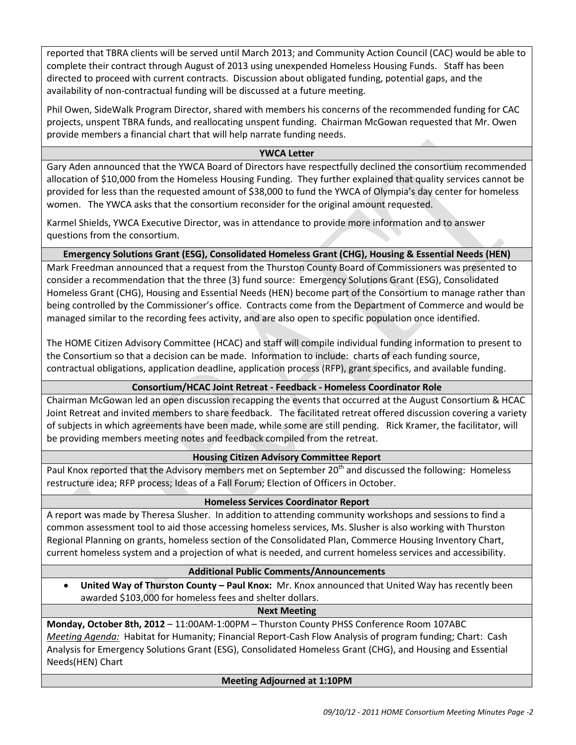reported that TBRA clients will be served until March 2013; and Community Action Council (CAC) would be able to complete their contract through August of 2013 using unexpended Homeless Housing Funds. Staff has been directed to proceed with current contracts. Discussion about obligated funding, potential gaps, and the availability of non-contractual funding will be discussed at a future meeting.

Phil Owen, SideWalk Program Director, shared with members his concerns of the recommended funding for CAC projects, unspent TBRA funds, and reallocating unspent funding. Chairman McGowan requested that Mr. Owen provide members a financial chart that will help narrate funding needs.

**YWCA Letter**

Gary Aden announced that the YWCA Board of Directors have respectfully declined the consortium recommended allocation of $10,000 from the Homeless Housing Funding. They further explained that quality services cannot be provided for less than the requested amount of $38,000 to fund the YWCA of Olympia's day center for homeless women. The YWCA asks that the consortium reconsider for the original amount requested.

Karmel Shields, YWCA Executive Director, was in attendance to provide more information and to answer questions from the consortium.

**Emergency Solutions Grant (ESG), Consolidated Homeless Grant (CHG), Housing & Essential Needs (HEN)**

Mark Freedman announced that a request from the Thurston County Board of Commissioners was presented to consider a recommendation that the three (3) fund source: Emergency Solutions Grant (ESG), Consolidated Homeless Grant (CHG), Housing and Essential Needs (HEN) become part of the Consortium to manage rather than being controlled by the Commissioner's office. Contracts come from the Department of Commerce and would be managed similar to the recording fees activity, and are also open to specific population once identified.

The HOME Citizen Advisory Committee (HCAC) and staff will compile individual funding information to present to the Consortium so that a decision can be made. Information to include: charts of each funding source, contractual obligations, application deadline, application process (RFP), grant specifics, and available funding.

**Consortium/HCAC Joint Retreat - Feedback - Homeless Coordinator Role**

Chairman McGowan led an open discussion recapping the events that occurred at the August Consortium & HCAC Joint Retreat and invited members to share feedback. The facilitated retreat offered discussion covering a variety of subjects in which agreements have been made, while some are still pending. Rick Kramer, the facilitator, will be providing members meeting notes and feedback compiled from the retreat.

**Housing Citizen Advisory Committee Report**

Paul Knox reported that the Advisory members met on September 20th and discussed the following: Homeless restructure idea; RFP process; Ideas of a Fall Forum; Election of Officers in October.

**Homeless Services Coordinator Report**

A report was made by Theresa Slusher. In addition to attending community workshops and sessions to find a common assessment tool to aid those accessing homeless services, Ms. Slusher is also working with Thurston Regional Planning on grants, homeless section of the Consolidated Plan, Commerce Housing Inventory Chart, current homeless system and a projection of what is needed, and current homeless services and accessibility.

**Additional Public Comments/Announcements**

- **United Way of Thurston County – Paul Knox:** Mr. Knox announced that United Way has recently been awarded $103,000 for homeless fees and shelter dollars.

**Next Meeting**

**Monday, October 8th, 2012** – 11:00AM-1:00PM – Thurston County PHSS Conference Room 107ABC
*Meeting Agenda:* Habitat for Humanity; Financial Report-Cash Flow Analysis of program funding; Chart: Cash Analysis for Emergency Solutions Grant (ESG), Consolidated Homeless Grant (CHG), and Housing and Essential Needs(HEN) Chart

**Meeting Adjourned at 1:10PM**